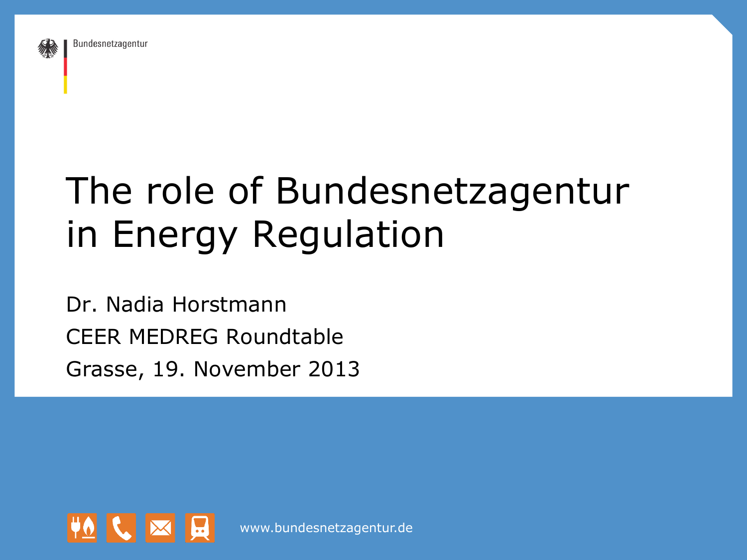Bundesnetzagentur

# The role of Bundesnetzagentur in Energy Regulation

Dr. Nadia Horstmann

CEER MEDREG Roundtable

Grasse, 19. November 2013

www.bundesnetzagentur.de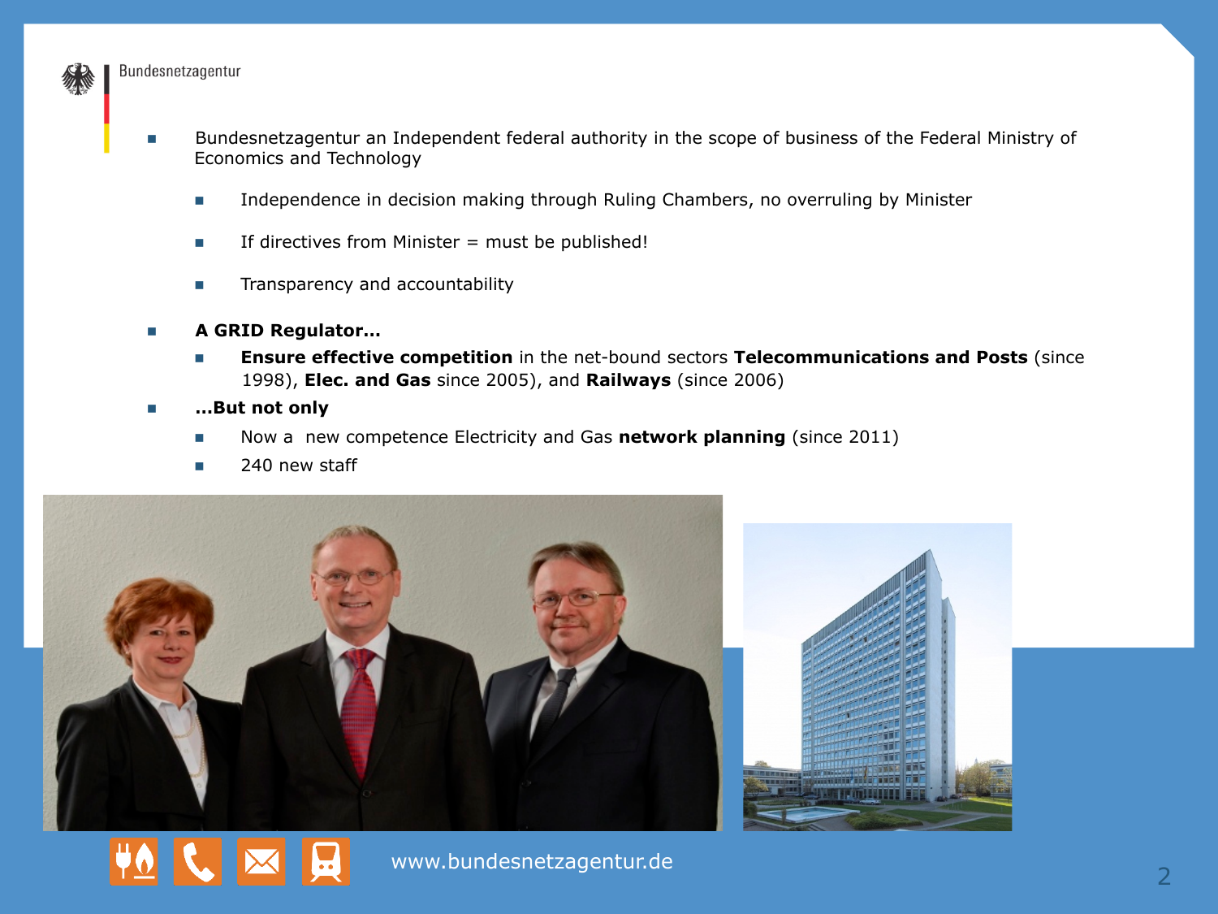- Bundesnetzagentur an Independent federal authority in the scope of business of the Federal Ministry of Economics and Technology
  - Independence in decision making through Ruling Chambers, no overruling by Minister
  - If directives from Minister = must be published!
  - Transparency and accountability
- **A GRID Regulator…**
  - **Ensure effective competition** in the net-bound sectors **Telecommunications and Posts** (since 1998), **Elec. and Gas** since 2005), and **Railways** (since 2006)
- **…But not only**
  - Now a new competence Electricity and Gas **network planning** (since 2011)
  - 240 new staff

www.bundesnetzagentur.de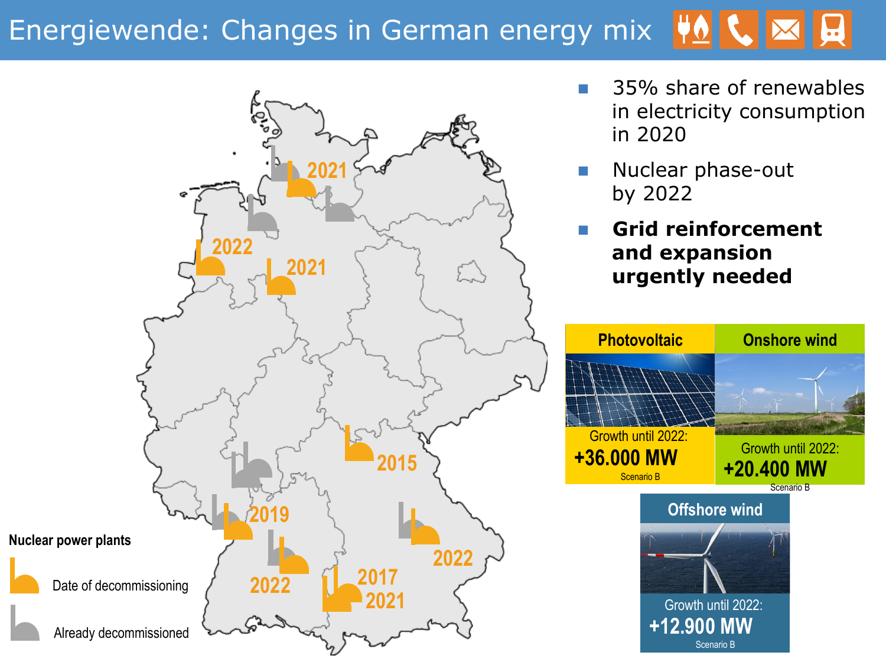# Energiewende: Changes in German energy mix

- 35% share of renewables in electricity consumption in 2020
- Nuclear phase-out by 2022
- **Grid reinforcement and expansion urgently needed**

**Nuclear power plants**

- Date of decommissioning
- Already decommissioned

2021, 2022, 2021, 2015, 2019, 2022, 2022, 2017, 2021

| Photovoltaic | Onshore wind |
| --- | --- |
| Growth until 2022: **+36.000 MW** Scenario B | Growth until 2022: **+20.400 MW** Scenario B |

| Offshore wind |
| --- |
| Growth until 2022: **+12.900 MW** Scenario B |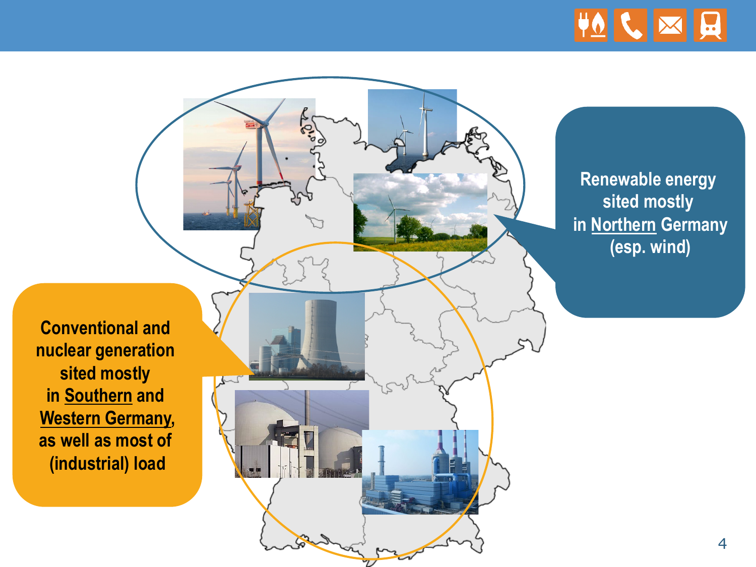Renewable energy sited mostly in Northern Germany (esp. wind)

Conventional and nuclear generation sited mostly in Southern and Western Germany, as well as most of (industrial) load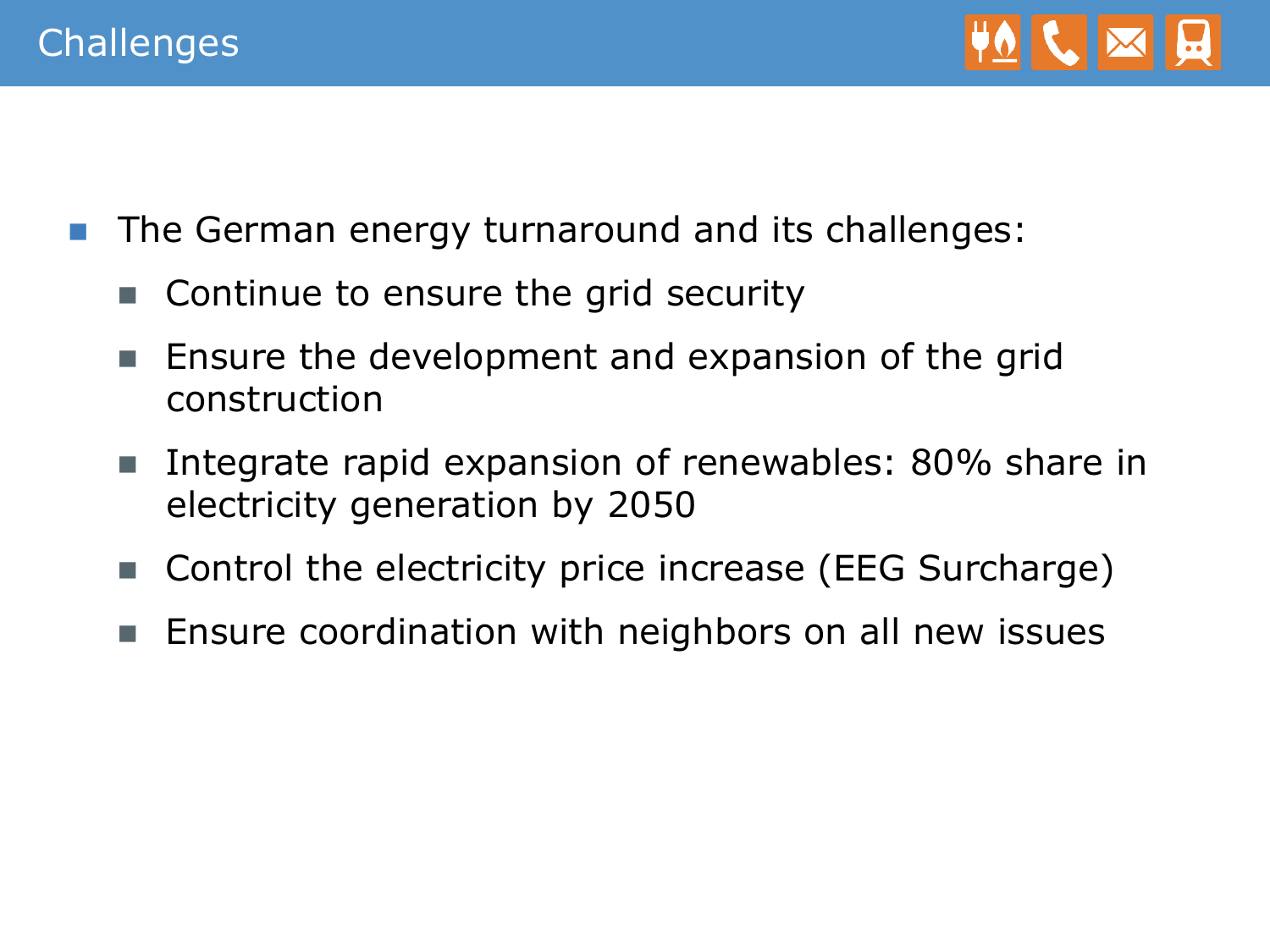# Challenges

- The German energy turnaround and its challenges:
  - Continue to ensure the grid security
  - Ensure the development and expansion of the grid construction
  - Integrate rapid expansion of renewables: 80% share in electricity generation by 2050
  - Control the electricity price increase (EEG Surcharge)
  - Ensure coordination with neighbors on all new issues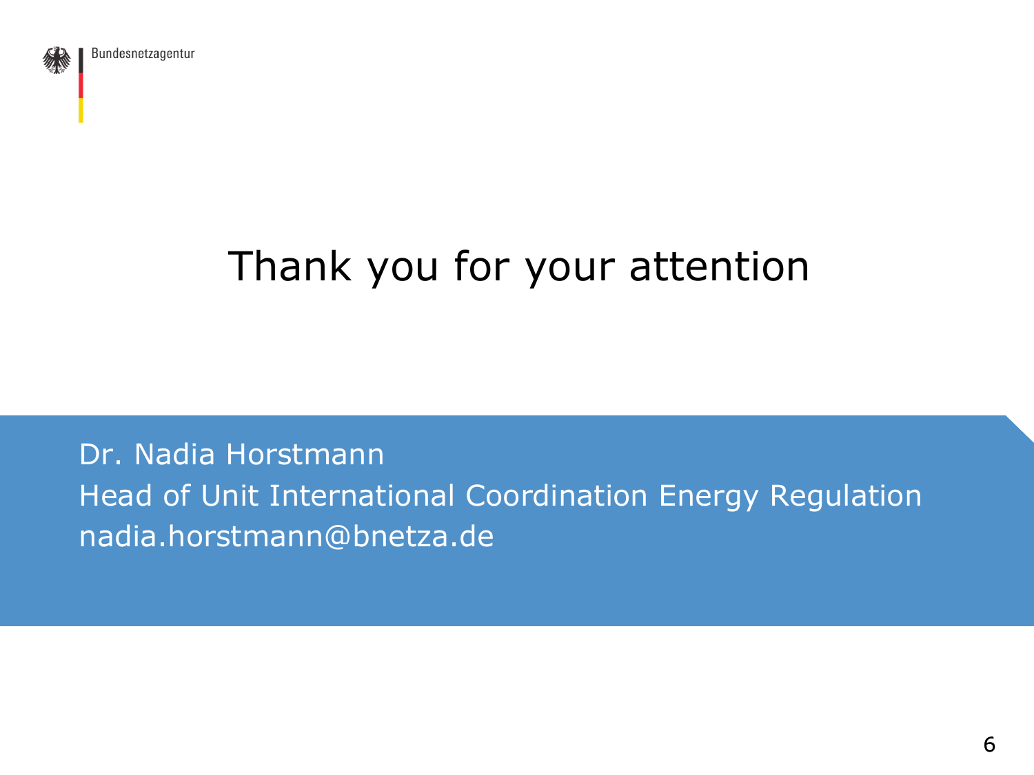Bundesnetzagentur

# Thank you for your attention

Dr. Nadia Horstmann
Head of Unit International Coordination Energy Regulation
nadia.horstmann@bnetza.de